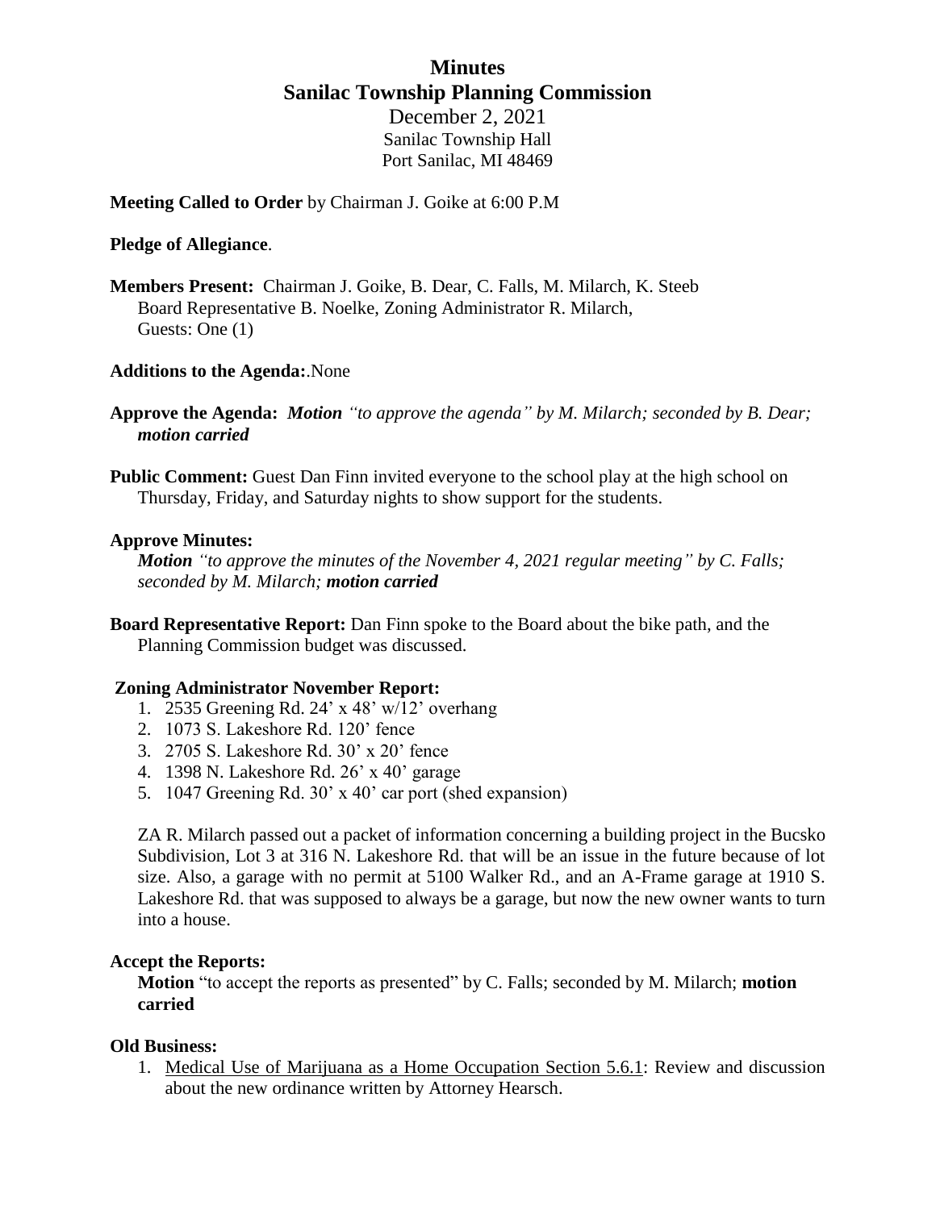# Minutes
## Sanilac Township Planning Commission

December 2, 2021
Sanilac Township Hall
Port Sanilac, MI 48469

**Meeting Called to Order** by Chairman J. Goike at 6:00 P.M

**Pledge of Allegiance**.

**Members Present:** Chairman J. Goike, B. Dear, C. Falls, M. Milarch, K. Steeb
Board Representative B. Noelke, Zoning Administrator R. Milarch,
Guests: One (1)

**Additions to the Agenda:**.None

**Approve the Agenda:** ***Motion*** *"to approve the agenda" by M. Milarch; seconded by B. Dear;* ***motion carried***

**Public Comment:** Guest Dan Finn invited everyone to the school play at the high school on Thursday, Friday, and Saturday nights to show support for the students.

**Approve Minutes:**

***Motion*** *"to approve the minutes of the November 4, 2021 regular meeting" by C. Falls; seconded by M. Milarch;* ***motion carried***

**Board Representative Report:** Dan Finn spoke to the Board about the bike path, and the Planning Commission budget was discussed.

**Zoning Administrator November Report:**

1. 2535 Greening Rd. 24' x 48' w/12' overhang
2. 1073 S. Lakeshore Rd. 120' fence
3. 2705 S. Lakeshore Rd. 30' x 20' fence
4. 1398 N. Lakeshore Rd. 26' x 40' garage
5. 1047 Greening Rd. 30' x 40' car port (shed expansion)

ZA R. Milarch passed out a packet of information concerning a building project in the Bucsko Subdivision, Lot 3 at 316 N. Lakeshore Rd. that will be an issue in the future because of lot size. Also, a garage with no permit at 5100 Walker Rd., and an A-Frame garage at 1910 S. Lakeshore Rd. that was supposed to always be a garage, but now the new owner wants to turn into a house.

**Accept the Reports:**

**Motion** "to accept the reports as presented" by C. Falls; seconded by M. Milarch; **motion carried**

**Old Business:**

1. <u>Medical Use of Marijuana as a Home Occupation Section 5.6.1</u>: Review and discussion about the new ordinance written by Attorney Hearsch.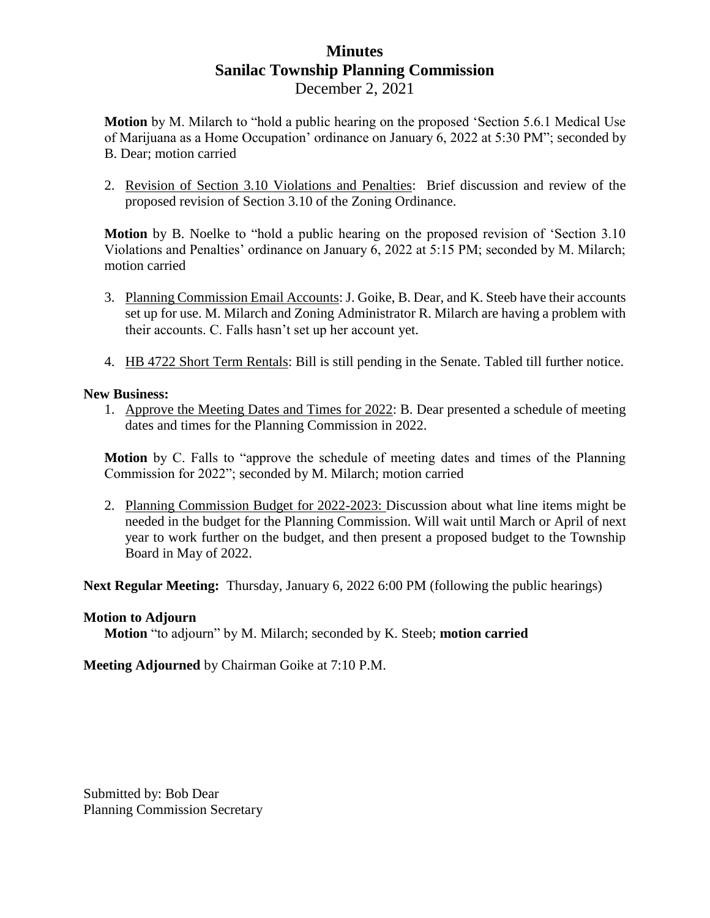# Minutes
# Sanilac Township Planning Commission
December 2, 2021

**Motion** by M. Milarch to "hold a public hearing on the proposed 'Section 5.6.1 Medical Use of Marijuana as a Home Occupation' ordinance on January 6, 2022 at 5:30 PM"; seconded by B. Dear; motion carried

2. Revision of Section 3.10 Violations and Penalties: Brief discussion and review of the proposed revision of Section 3.10 of the Zoning Ordinance.

**Motion** by B. Noelke to "hold a public hearing on the proposed revision of 'Section 3.10 Violations and Penalties' ordinance on January 6, 2022 at 5:15 PM; seconded by M. Milarch; motion carried

3. Planning Commission Email Accounts: J. Goike, B. Dear, and K. Steeb have their accounts set up for use. M. Milarch and Zoning Administrator R. Milarch are having a problem with their accounts. C. Falls hasn't set up her account yet.
4. HB 4722 Short Term Rentals: Bill is still pending in the Senate. Tabled till further notice.

**New Business:**

1. Approve the Meeting Dates and Times for 2022: B. Dear presented a schedule of meeting dates and times for the Planning Commission in 2022.

**Motion** by C. Falls to "approve the schedule of meeting dates and times of the Planning Commission for 2022"; seconded by M. Milarch; motion carried

2. Planning Commission Budget for 2022-2023: Discussion about what line items might be needed in the budget for the Planning Commission. Will wait until March or April of next year to work further on the budget, and then present a proposed budget to the Township Board in May of 2022.

**Next Regular Meeting:** Thursday, January 6, 2022 6:00 PM (following the public hearings)

**Motion to Adjourn**

**Motion** "to adjourn" by M. Milarch; seconded by K. Steeb; **motion carried**

**Meeting Adjourned** by Chairman Goike at 7:10 P.M.

Submitted by: Bob Dear
Planning Commission Secretary